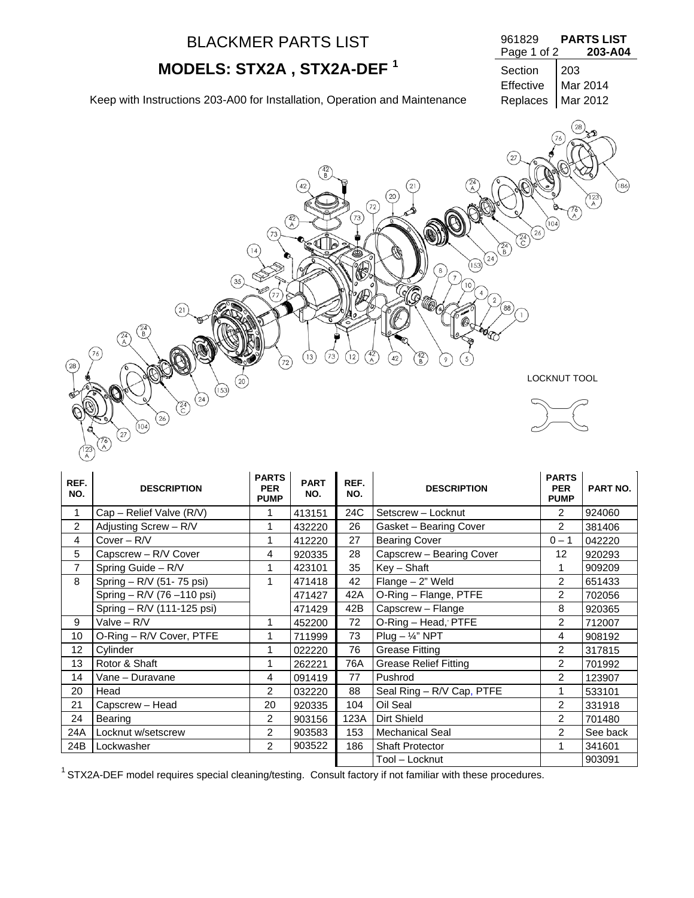# BLACKMER PARTS LIST

## MODELS: STX2A , STX2A-DEF [1]

Keep with Instructions 203-A00 for Installation, Operation and Maintenance

| 961829 | **PARTS LIST** |
|---|---|
| Page 1 of 2 | **203-A04** |
| Section | 203 |
| Effective | Mar 2014 |
| Replaces | Mar 2012 |

LOCKNUT TOOL

| REF. NO. | DESCRIPTION | PARTS PER PUMP | PART NO. | REF. NO. | DESCRIPTION | PARTS PER PUMP | PART NO. |
|---|---|---|---|---|---|---|---|
| 1 | Cap – Relief Valve (R/V) | 1 | 413151 | 24C | Setscrew – Locknut | 2 | 924060 |
| 2 | Adjusting Screw – R/V | 1 | 432220 | 26 | Gasket – Bearing Cover | 2 | 381406 |
| 4 | Cover – R/V | 1 | 412220 | 27 | Bearing Cover | 0 – 1 | 042220 |
| 5 | Capscrew – R/V Cover | 4 | 920335 | 28 | Capscrew – Bearing Cover | 12 | 920293 |
| 7 | Spring Guide – R/V | 1 | 423101 | 35 | Key – Shaft | 1 | 909209 |
| 8 | Spring – R/V (51- 75 psi) | 1 | 471418 | 42 | Flange – 2" Weld | 2 | 651433 |
| | Spring – R/V (76 –110 psi) | | 471427 | 42A | O-Ring – Flange, PTFE | 2 | 702056 |
| | Spring – R/V (111-125 psi) | | 471429 | 42B | Capscrew – Flange | 8 | 920365 |
| 9 | Valve – R/V | 1 | 452200 | 72 | O-Ring – Head, PTFE | 2 | 712007 |
| 10 | O-Ring – R/V Cover, PTFE | 1 | 711999 | 73 | Plug – ¼" NPT | 4 | 908192 |
| 12 | Cylinder | 1 | 022220 | 76 | Grease Fitting | 2 | 317815 |
| 13 | Rotor & Shaft | 1 | 262221 | 76A | Grease Relief Fitting | 2 | 701992 |
| 14 | Vane – Duravane | 4 | 091419 | 77 | Pushrod | 2 | 123907 |
| 20 | Head | 2 | 032220 | 88 | Seal Ring – R/V Cap, PTFE | 1 | 533101 |
| 21 | Capscrew – Head | 20 | 920335 | 104 | Oil Seal | 2 | 331918 |
| 24 | Bearing | 2 | 903156 | 123A | Dirt Shield | 2 | 701480 |
| 24A | Locknut w/setscrew | 2 | 903583 | 153 | Mechanical Seal | 2 | See back |
| 24B | Lockwasher | 2 | 903522 | 186 | Shaft Protector | 1 | 341601 |
| | | | | | Tool – Locknut | | 903091 |

[1] STX2A-DEF model requires special cleaning/testing. Consult factory if not familiar with these procedures.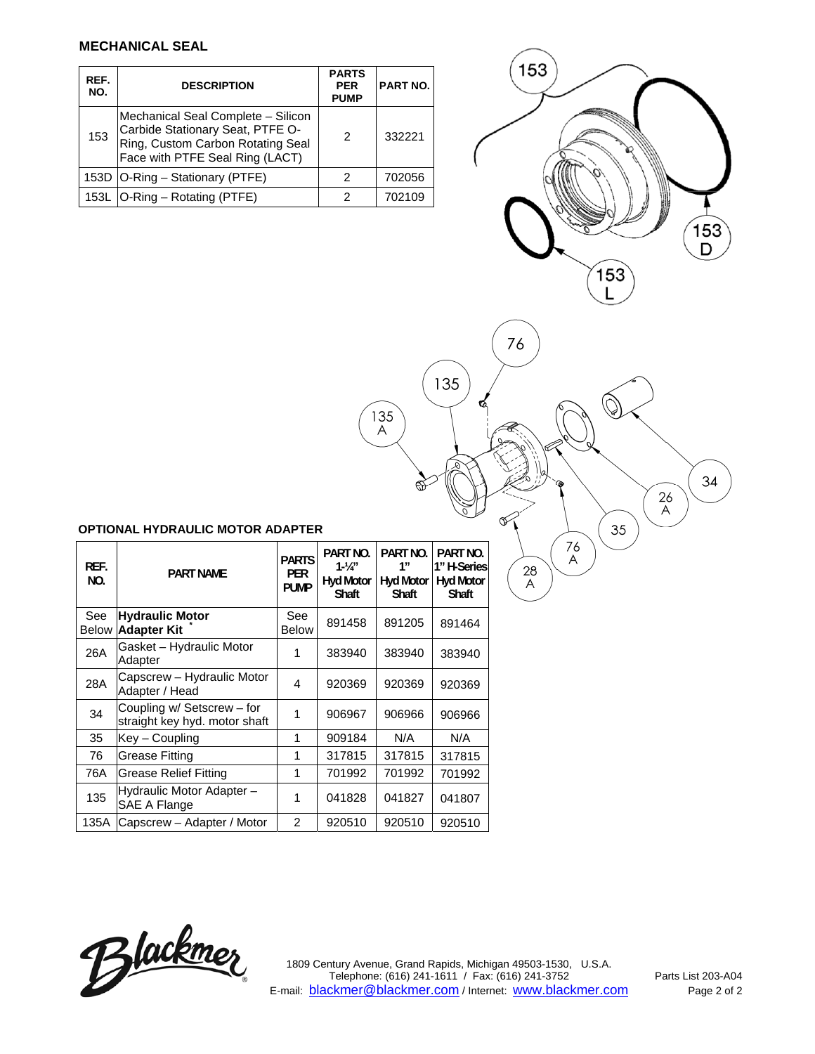## MECHANICAL SEAL

| REF. NO. | DESCRIPTION | PARTS PER PUMP | PART NO. |
|---|---|---|---|
| 153 | Mechanical Seal Complete – Silicon Carbide Stationary Seat, PTFE O-Ring, Custom Carbon Rotating Seal Face with PTFE Seal Ring (LACT) | 2 | 332221 |
| 153D | O-Ring – Stationary (PTFE) | 2 | 702056 |
| 153L | O-Ring – Rotating (PTFE) | 2 | 702109 |

153
153 D
153 L

76
135
135 A
34
26 A
35
76 A
28 A

## OPTIONAL HYDRAULIC MOTOR ADAPTER

| REF. NO. | PART NAME | PARTS PER PUMP | PART NO. 1-¼" Hyd Motor Shaft | PART NO. 1" Hyd Motor Shaft | PART NO. 1" H-Series Hyd Motor Shaft |
|---|---|---|---|---|---|
| See Below | **Hydraulic Motor Adapter Kit** * | See Below | 891458 | 891205 | 891464 |
| 26A | Gasket – Hydraulic Motor Adapter | 1 | 383940 | 383940 | 383940 |
| 28A | Capscrew – Hydraulic Motor Adapter / Head | 4 | 920369 | 920369 | 920369 |
| 34 | Coupling w/ Setscrew – for straight key hyd. motor shaft | 1 | 906967 | 906966 | 906966 |
| 35 | Key – Coupling | 1 | 909184 | N/A | N/A |
| 76 | Grease Fitting | 1 | 317815 | 317815 | 317815 |
| 76A | Grease Relief Fitting | 1 | 701992 | 701992 | 701992 |
| 135 | Hydraulic Motor Adapter – SAE A Flange | 1 | 041828 | 041827 | 041807 |
| 135A | Capscrew – Adapter / Motor | 2 | 920510 | 920510 | 920510 |

Blackmer

1809 Century Avenue, Grand Rapids, Michigan 49503-1530, U.S.A.
Telephone: (616) 241-1611 / Fax: (616) 241-3752
E-mail: blackmer@blackmer.com / Internet: www.blackmer.com

Parts List 203-A04